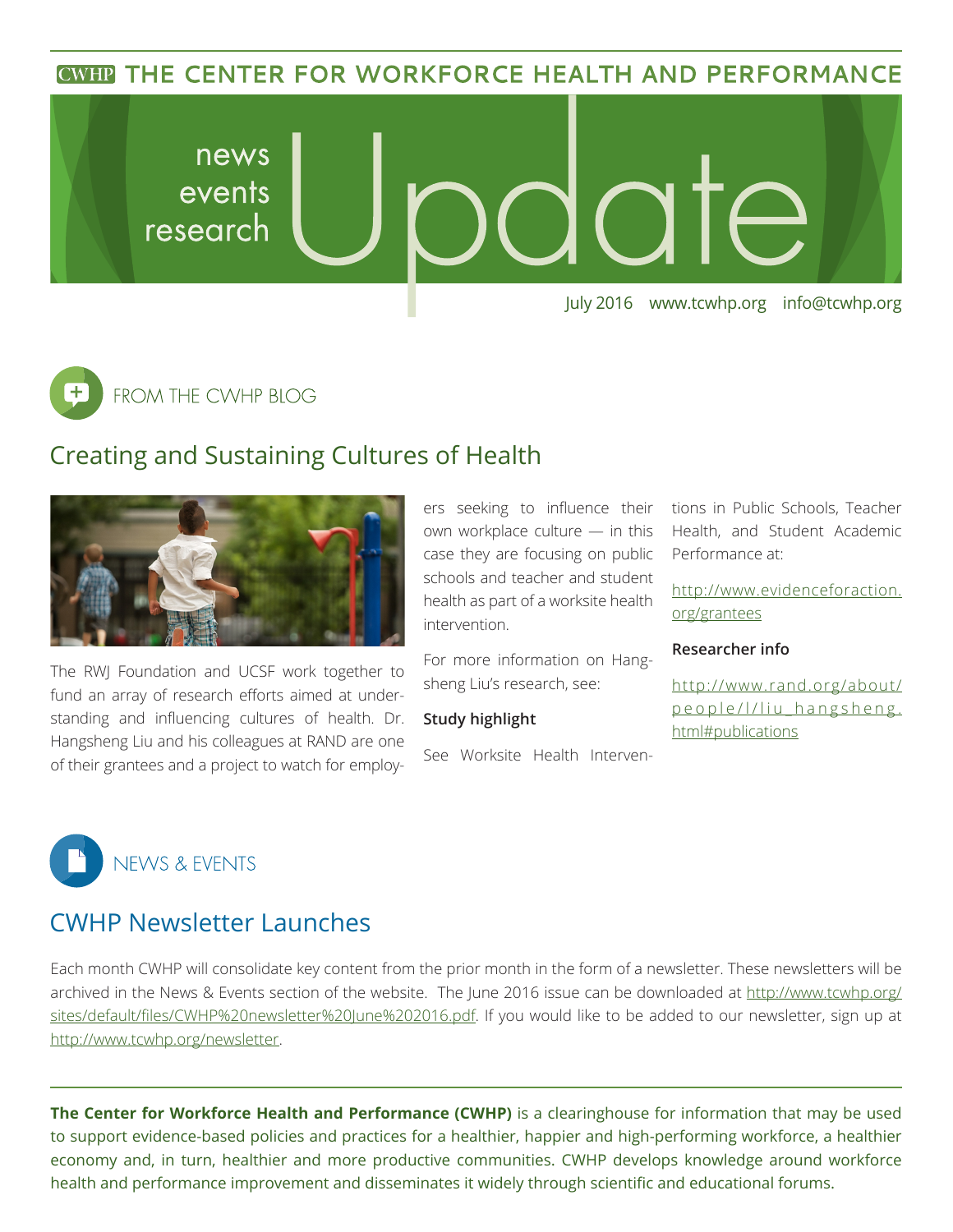# THE CENTER FOR WORKFORCE HEALTH AND PERFORMANCE

news events research **Update**

July 2016 www.tcwhp.org info@tcwhp.org

## FROM THE CWHP BLOG

### Creating and Sustaining Cultures of Health

The RWJ Foundation and UCSF work together to fund an array of research efforts aimed at understanding and influencing cultures of health. Dr. Hangsheng Liu and his colleagues at RAND are one of their grantees and a project to watch for employers seeking to influence their own workplace culture — in this case they are focusing on public schools and teacher and student health as part of a worksite health intervention.

For more information on Hangsheng Liu's research, see:

**Study highlight**

See Worksite Health Interventions in Public Schools, Teacher Health, and Student Academic Performance at:

http://www.evidenceforaction.org/grantees

**Researcher info**

http://www.rand.org/about/people/l/liu_hangsheng.html#publications

## NEWS & EVENTS

### CWHP Newsletter Launches

Each month CWHP will consolidate key content from the prior month in the form of a newsletter. These newsletters will be archived in the News & Events section of the website. The June 2016 issue can be downloaded at http://www.tcwhp.org/sites/default/files/CWHP%20newsletter%20June%202016.pdf. If you would like to be added to our newsletter, sign up at http://www.tcwhp.org/newsletter.

---

**The Center for Workforce Health and Performance (CWHP)** is a clearinghouse for information that may be used to support evidence-based policies and practices for a healthier, happier and high-performing workforce, a healthier economy and, in turn, healthier and more productive communities. CWHP develops knowledge around workforce health and performance improvement and disseminates it widely through scientific and educational forums.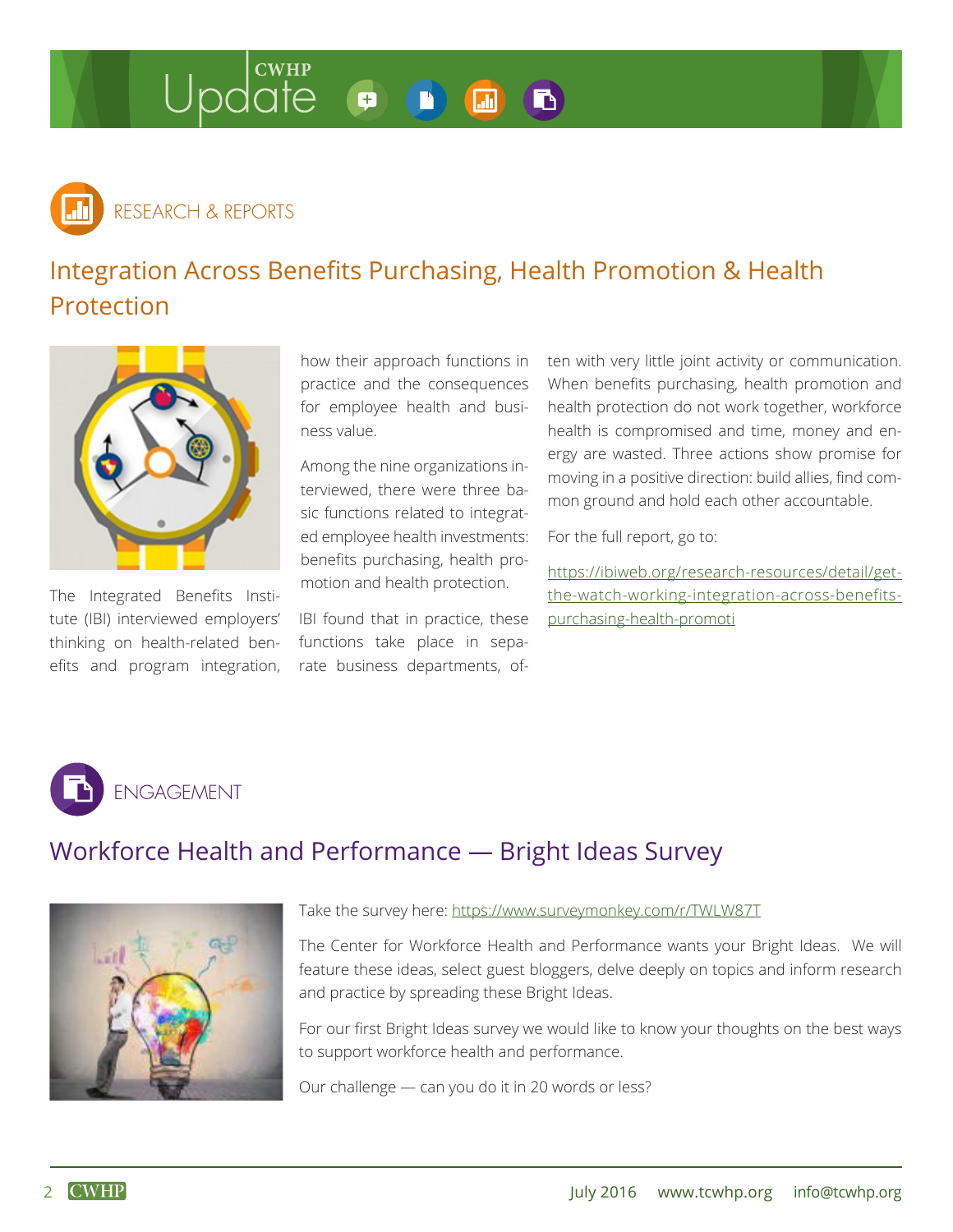## RESEARCH & REPORTS

# Integration Across Benefits Purchasing, Health Promotion & Health Protection

The Integrated Benefits Institute (IBI) interviewed employers' thinking on health-related benefits and program integration, how their approach functions in practice and the consequences for employee health and business value.

Among the nine organizations interviewed, there were three basic functions related to integrated employee health investments: benefits purchasing, health promotion and health protection.

IBI found that in practice, these functions take place in separate business departments, often with very little joint activity or communication. When benefits purchasing, health promotion and health protection do not work together, workforce health is compromised and time, money and energy are wasted. Three actions show promise for moving in a positive direction: build allies, find common ground and hold each other accountable.

For the full report, go to:

https://ibiweb.org/research-resources/detail/get-the-watch-working-integration-across-benefits-purchasing-health-promoti

## ENGAGEMENT

# Workforce Health and Performance — Bright Ideas Survey

Take the survey here: https://www.surveymonkey.com/r/TWLW87T

The Center for Workforce Health and Performance wants your Bright Ideas. We will feature these ideas, select guest bloggers, delve deeply on topics and inform research and practice by spreading these Bright Ideas.

For our first Bright Ideas survey we would like to know your thoughts on the best ways to support workforce health and performance.

Our challenge — can you do it in 20 words or less?